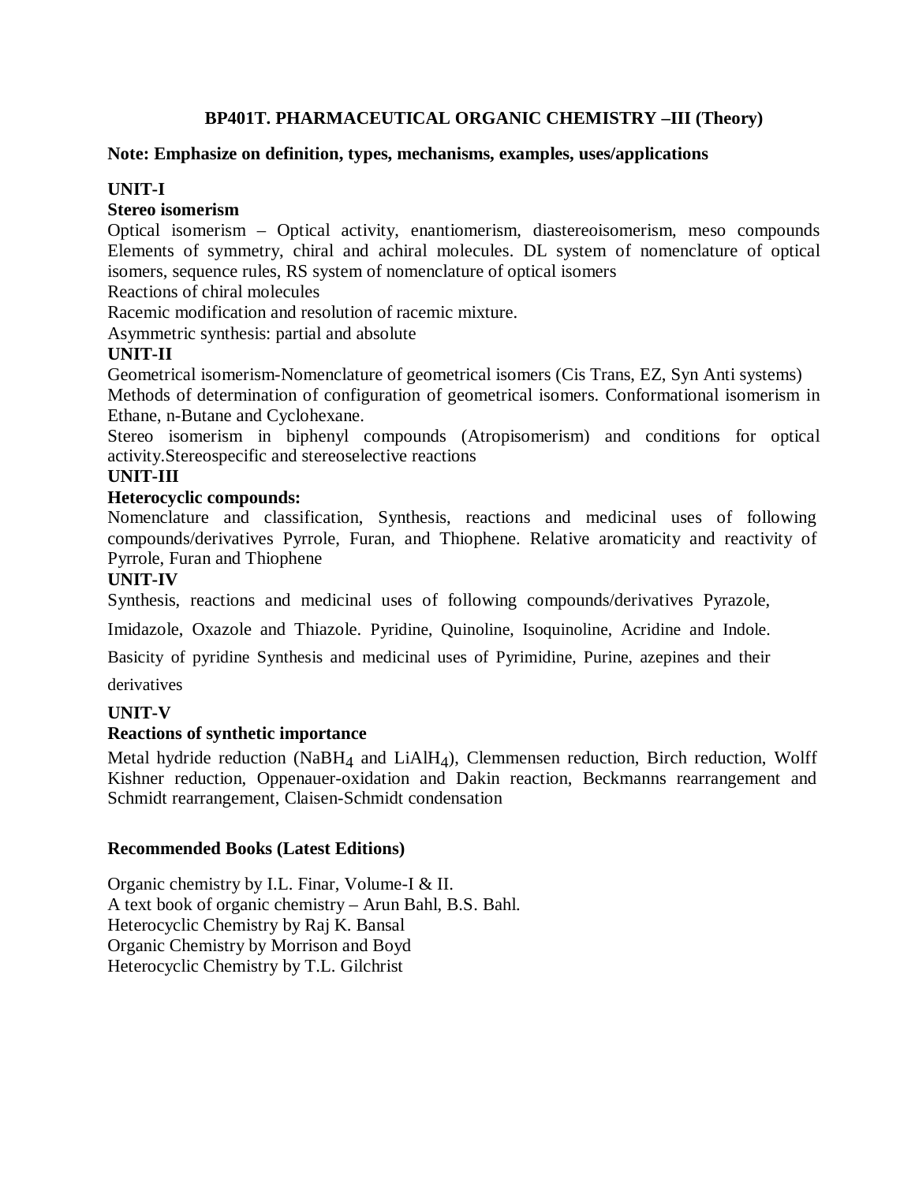# BP401T. PHARMACEUTICAL ORGANIC CHEMISTRY –III (Theory)

**Note: Emphasize on definition, types, mechanisms, examples, uses/applications**

## UNIT-I

### Stereo isomerism

Optical isomerism – Optical activity, enantiomerism, diastereoisomerism, meso compounds Elements of symmetry, chiral and achiral molecules. DL system of nomenclature of optical isomers, sequence rules, RS system of nomenclature of optical isomers

Reactions of chiral molecules

Racemic modification and resolution of racemic mixture.

Asymmetric synthesis: partial and absolute

## UNIT-II

Geometrical isomerism-Nomenclature of geometrical isomers (Cis Trans, EZ, Syn Anti systems)

Methods of determination of configuration of geometrical isomers. Conformational isomerism in Ethane, n-Butane and Cyclohexane.

Stereo isomerism in biphenyl compounds (Atropisomerism) and conditions for optical activity.Stereospecific and stereoselective reactions

## UNIT-III

### Heterocyclic compounds:

Nomenclature and classification, Synthesis, reactions and medicinal uses of following compounds/derivatives Pyrrole, Furan, and Thiophene. Relative aromaticity and reactivity of Pyrrole, Furan and Thiophene

## UNIT-IV

Synthesis, reactions and medicinal uses of following compounds/derivatives Pyrazole,

Imidazole, Oxazole and Thiazole. Pyridine, Quinoline, Isoquinoline, Acridine and Indole.

Basicity of pyridine Synthesis and medicinal uses of Pyrimidine, Purine, azepines and their

derivatives

## UNIT-V

### Reactions of synthetic importance

Metal hydride reduction ($NaBH_4$ and $LiAlH_4$), Clemmensen reduction, Birch reduction, Wolff Kishner reduction, Oppenauer-oxidation and Dakin reaction, Beckmanns rearrangement and Schmidt rearrangement, Claisen-Schmidt condensation

## Recommended Books (Latest Editions)

Organic chemistry by I.L. Finar, Volume-I & II.

A text book of organic chemistry – Arun Bahl, B.S. Bahl.

Heterocyclic Chemistry by Raj K. Bansal

Organic Chemistry by Morrison and Boyd

Heterocyclic Chemistry by T.L. Gilchrist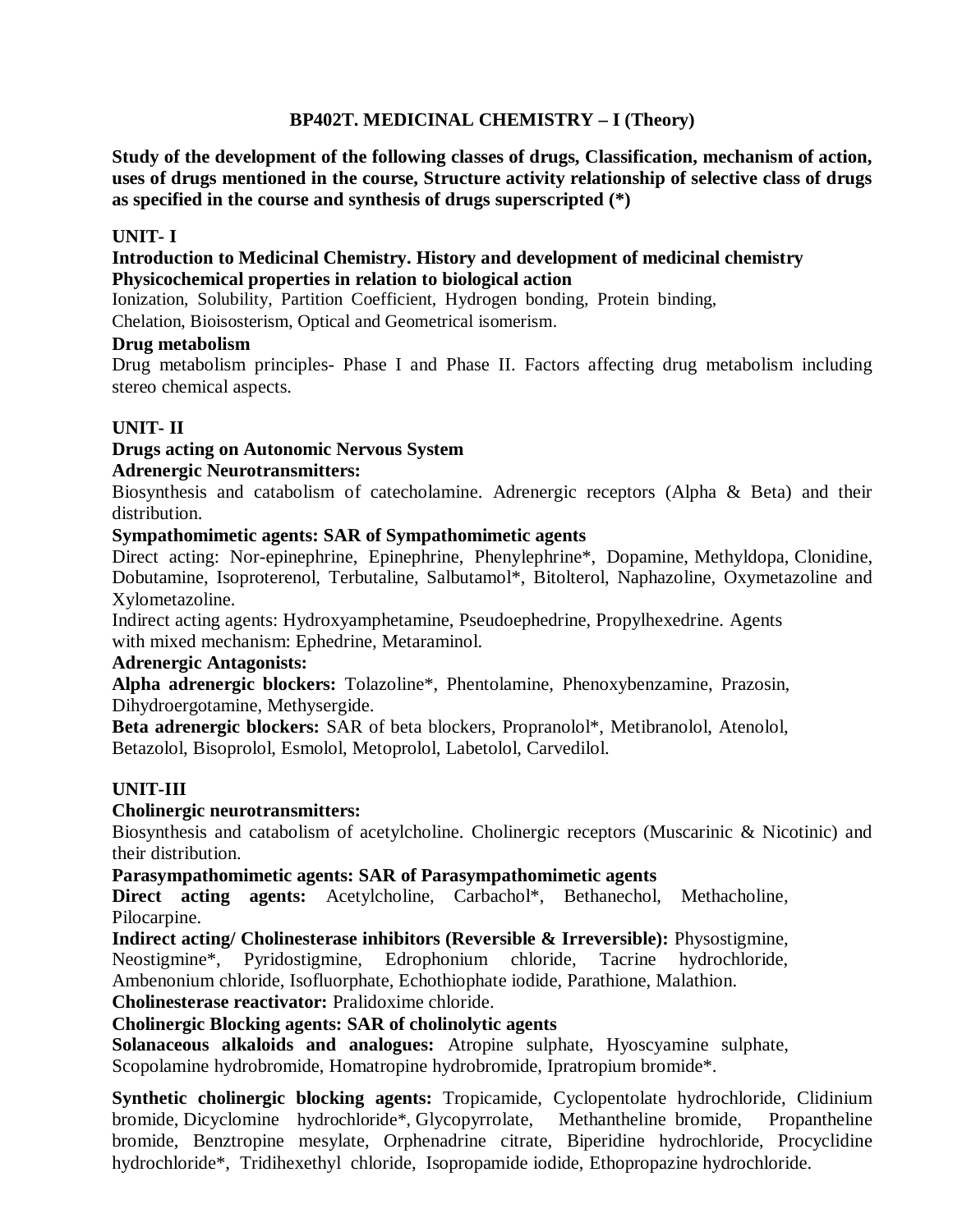## BP402T. MEDICINAL CHEMISTRY – I (Theory)

**Study of the development of the following classes of drugs, Classification, mechanism of action, uses of drugs mentioned in the course, Structure activity relationship of selective class of drugs as specified in the course and synthesis of drugs superscripted (*)**

### UNIT- I

**Introduction to Medicinal Chemistry. History and development of medicinal chemistry**

**Physicochemical properties in relation to biological action**

Ionization, Solubility, Partition Coefficient, Hydrogen bonding, Protein binding, Chelation, Bioisosterism, Optical and Geometrical isomerism.

**Drug metabolism**

Drug metabolism principles- Phase I and Phase II. Factors affecting drug metabolism including stereo chemical aspects.

### UNIT- II

**Drugs acting on Autonomic Nervous System**

**Adrenergic Neurotransmitters:**

Biosynthesis and catabolism of catecholamine. Adrenergic receptors (Alpha & Beta) and their distribution.

**Sympathomimetic agents: SAR of Sympathomimetic agents**

Direct acting: Nor-epinephrine, Epinephrine, Phenylephrine*, Dopamine, Methyldopa, Clonidine, Dobutamine, Isoproterenol, Terbutaline, Salbutamol*, Bitolterol, Naphazoline, Oxymetazoline and Xylometazoline.

Indirect acting agents: Hydroxyamphetamine, Pseudoephedrine, Propylhexedrine. Agents with mixed mechanism: Ephedrine, Metaraminol.

**Adrenergic Antagonists:**

**Alpha adrenergic blockers:** Tolazoline*, Phentolamine, Phenoxybenzamine, Prazosin, Dihydroergotamine, Methysergide.

**Beta adrenergic blockers:** SAR of beta blockers, Propranolol*, Metibranolol, Atenolol, Betazolol, Bisoprolol, Esmolol, Metoprolol, Labetolol, Carvedilol.

### UNIT-III

**Cholinergic neurotransmitters:**

Biosynthesis and catabolism of acetylcholine. Cholinergic receptors (Muscarinic & Nicotinic) and their distribution.

**Parasympathomimetic agents: SAR of Parasympathomimetic agents**

**Direct acting agents:** Acetylcholine, Carbachol*, Bethanechol, Methacholine, Pilocarpine.

**Indirect acting/ Cholinesterase inhibitors (Reversible & Irreversible):** Physostigmine, Neostigmine*, Pyridostigmine, Edrophonium chloride, Tacrine hydrochloride, Ambenonium chloride, Isofluorphate, Echothiophate iodide, Parathione, Malathion.

**Cholinesterase reactivator:** Pralidoxime chloride.

**Cholinergic Blocking agents: SAR of cholinolytic agents**

**Solanaceous alkaloids and analogues:** Atropine sulphate, Hyoscyamine sulphate, Scopolamine hydrobromide, Homatropine hydrobromide, Ipratropium bromide*.

**Synthetic cholinergic blocking agents:** Tropicamide, Cyclopentolate hydrochloride, Clidinium bromide, Dicyclomine hydrochloride*, Glycopyrrolate, Methantheline bromide, Propantheline bromide, Benztropine mesylate, Orphenadrine citrate, Biperidine hydrochloride, Procyclidine hydrochloride*, Tridihexethyl chloride, Isopropamide iodide, Ethopropazine hydrochloride.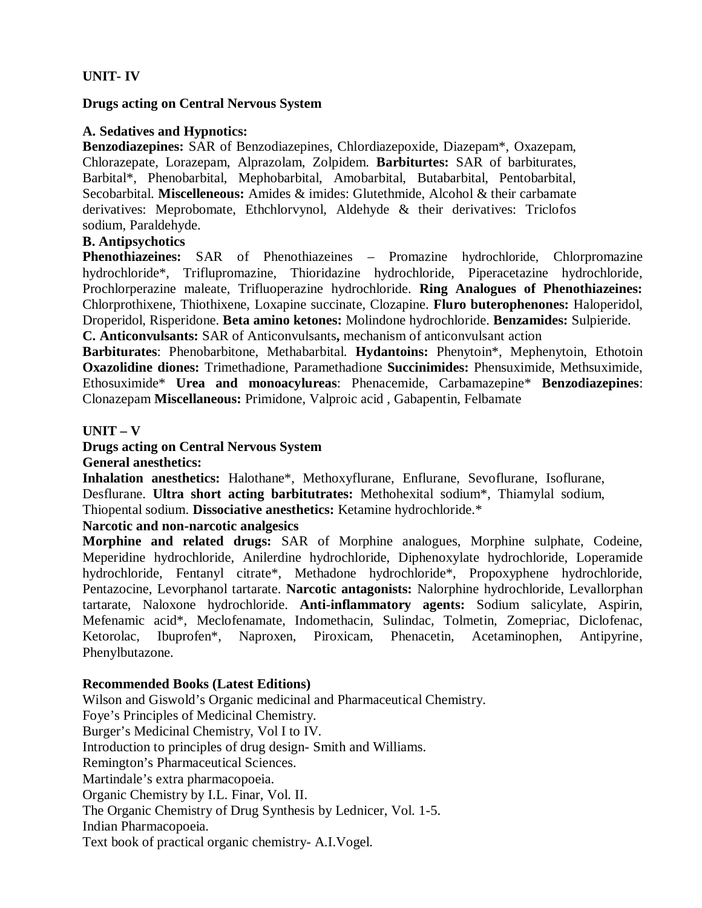**UNIT- IV**

**Drugs acting on Central Nervous System**

**A. Sedatives and Hypnotics:**

**Benzodiazepines:** SAR of Benzodiazepines, Chlordiazepoxide, Diazepam*, Oxazepam, Chlorazepate, Lorazepam, Alprazolam, Zolpidem. **Barbiturtes:** SAR of barbiturates, Barbital*, Phenobarbital, Mephobarbital, Amobarbital, Butabarbital, Pentobarbital, Secobarbital. **Miscelleneous:** Amides & imides: Glutethmide, Alcohol & their carbamate derivatives: Meprobomate, Ethchlorvynol, Aldehyde & their derivatives: Triclofos sodium, Paraldehyde.

**B. Antipsychotics**

**Phenothiazeines:** SAR of Phenothiazeines – Promazine hydrochloride, Chlorpromazine hydrochloride*, Triflupromazine, Thioridazine hydrochloride, Piperacetazine hydrochloride, Prochlorperazine maleate, Trifluoperazine hydrochloride. **Ring Analogues of Phenothiazeines:** Chlorprothixene, Thiothixene, Loxapine succinate, Clozapine. **Fluro buterophenones:** Haloperidol, Droperidol, Risperidone. **Beta amino ketones:** Molindone hydrochloride. **Benzamides:** Sulpieride.

**C. Anticonvulsants:** SAR of Anticonvulsants**,** mechanism of anticonvulsant action

**Barbiturates**: Phenobarbitone, Methabarbital. **Hydantoins:** Phenytoin*, Mephenytoin, Ethotoin **Oxazolidine diones:** Trimethadione, Paramethadione **Succinimides:** Phensuximide, Methsuximide, Ethosuximide* **Urea and monoacylureas**: Phenacemide, Carbamazepine* **Benzodiazepines**: Clonazepam **Miscellaneous:** Primidone, Valproic acid , Gabapentin, Felbamate

**UNIT – V**

**Drugs acting on Central Nervous System**

**General anesthetics:**

**Inhalation anesthetics:** Halothane*, Methoxyflurane, Enflurane, Sevoflurane, Isoflurane, Desflurane. **Ultra short acting barbitutrates:** Methohexital sodium*, Thiamylal sodium, Thiopental sodium. **Dissociative anesthetics:** Ketamine hydrochloride.*

**Narcotic and non-narcotic analgesics**

**Morphine and related drugs:** SAR of Morphine analogues, Morphine sulphate, Codeine, Meperidine hydrochloride, Anilerdine hydrochloride, Diphenoxylate hydrochloride, Loperamide hydrochloride, Fentanyl citrate*, Methadone hydrochloride*, Propoxyphene hydrochloride, Pentazocine, Levorphanol tartarate. **Narcotic antagonists:** Nalorphine hydrochloride, Levallorphan tartarate, Naloxone hydrochloride. **Anti-inflammatory agents:** Sodium salicylate, Aspirin, Mefenamic acid*, Meclofenamate, Indomethacin, Sulindac, Tolmetin, Zomepriac, Diclofenac, Ketorolac, Ibuprofen*, Naproxen, Piroxicam, Phenacetin, Acetaminophen, Antipyrine, Phenylbutazone.

**Recommended Books (Latest Editions)**

Wilson and Giswold's Organic medicinal and Pharmaceutical Chemistry.
Foye's Principles of Medicinal Chemistry.
Burger's Medicinal Chemistry, Vol I to IV.
Introduction to principles of drug design- Smith and Williams.
Remington's Pharmaceutical Sciences.
Martindale's extra pharmacopoeia.
Organic Chemistry by I.L. Finar, Vol. II.
The Organic Chemistry of Drug Synthesis by Lednicer, Vol. 1-5.
Indian Pharmacopoeia.
Text book of practical organic chemistry- A.I.Vogel.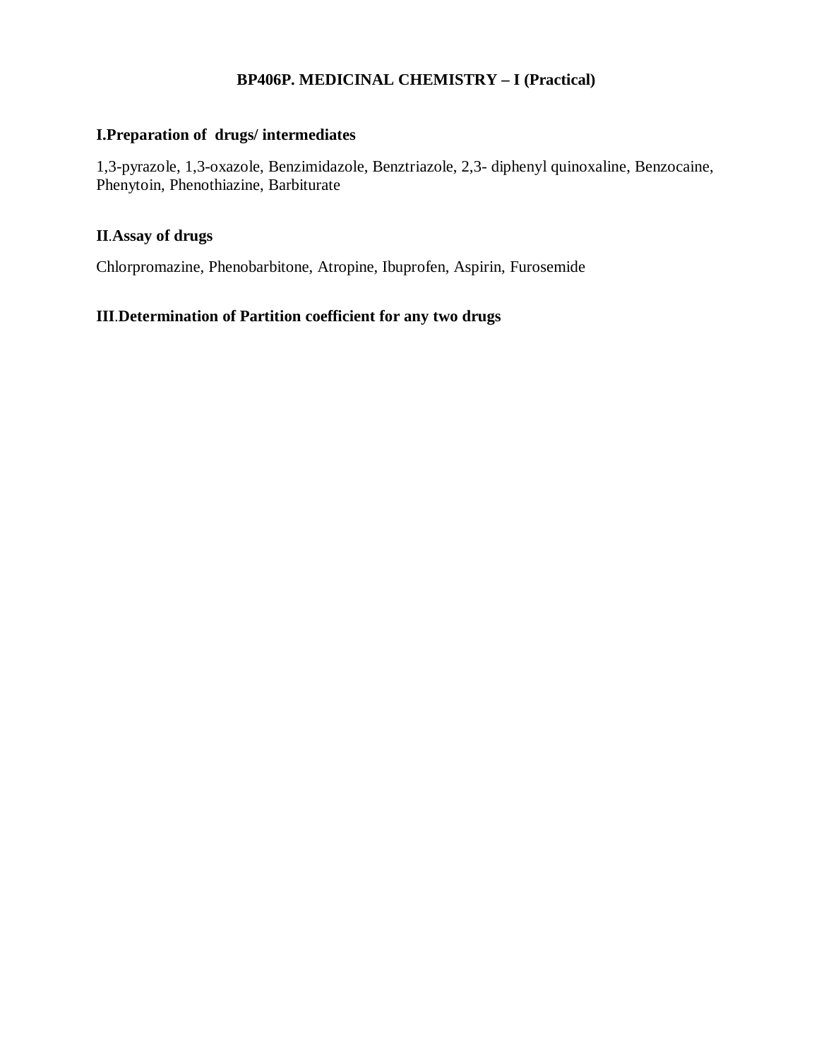# BP406P. MEDICINAL CHEMISTRY – I (Practical)

**I.Preparation of drugs/ intermediates**

1,3-pyrazole, 1,3-oxazole, Benzimidazole, Benztriazole, 2,3- diphenyl quinoxaline, Benzocaine, Phenytoin, Phenothiazine, Barbiturate

**II.Assay of drugs**

Chlorpromazine, Phenobarbitone, Atropine, Ibuprofen, Aspirin, Furosemide

**III.Determination of Partition coefficient for any two drugs**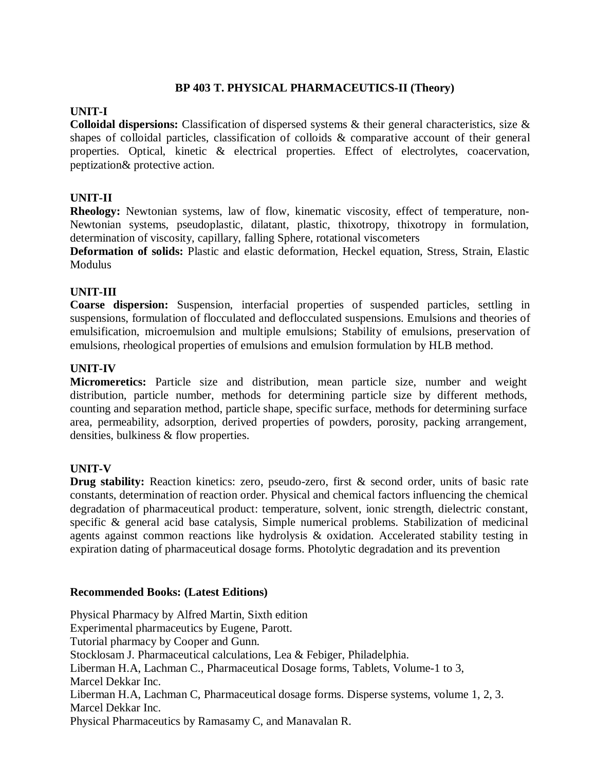## BP 403 T. PHYSICAL PHARMACEUTICS-II (Theory)

### UNIT-I

**Colloidal dispersions:** Classification of dispersed systems & their general characteristics, size & shapes of colloidal particles, classification of colloids & comparative account of their general properties. Optical, kinetic & electrical properties. Effect of electrolytes, coacervation, peptization& protective action.

### UNIT-II

**Rheology:** Newtonian systems, law of flow, kinematic viscosity, effect of temperature, non-Newtonian systems, pseudoplastic, dilatant, plastic, thixotropy, thixotropy in formulation, determination of viscosity, capillary, falling Sphere, rotational viscometers

**Deformation of solids:** Plastic and elastic deformation, Heckel equation, Stress, Strain, Elastic Modulus

### UNIT-III

**Coarse dispersion:** Suspension, interfacial properties of suspended particles, settling in suspensions, formulation of flocculated and deflocculated suspensions. Emulsions and theories of emulsification, microemulsion and multiple emulsions; Stability of emulsions, preservation of emulsions, rheological properties of emulsions and emulsion formulation by HLB method.

### UNIT-IV

**Micromeretics:** Particle size and distribution, mean particle size, number and weight distribution, particle number, methods for determining particle size by different methods, counting and separation method, particle shape, specific surface, methods for determining surface area, permeability, adsorption, derived properties of powders, porosity, packing arrangement, densities, bulkiness & flow properties.

### UNIT-V

**Drug stability:** Reaction kinetics: zero, pseudo-zero, first & second order, units of basic rate constants, determination of reaction order. Physical and chemical factors influencing the chemical degradation of pharmaceutical product: temperature, solvent, ionic strength, dielectric constant, specific & general acid base catalysis, Simple numerical problems. Stabilization of medicinal agents against common reactions like hydrolysis & oxidation. Accelerated stability testing in expiration dating of pharmaceutical dosage forms. Photolytic degradation and its prevention

### Recommended Books: (Latest Editions)

Physical Pharmacy by Alfred Martin, Sixth edition
Experimental pharmaceutics by Eugene, Parott.
Tutorial pharmacy by Cooper and Gunn.
Stocklosam J. Pharmaceutical calculations, Lea & Febiger, Philadelphia.
Liberman H.A, Lachman C., Pharmaceutical Dosage forms, Tablets, Volume-1 to 3, Marcel Dekkar Inc.
Liberman H.A, Lachman C, Pharmaceutical dosage forms. Disperse systems, volume 1, 2, 3. Marcel Dekkar Inc.
Physical Pharmaceutics by Ramasamy C, and Manavalan R.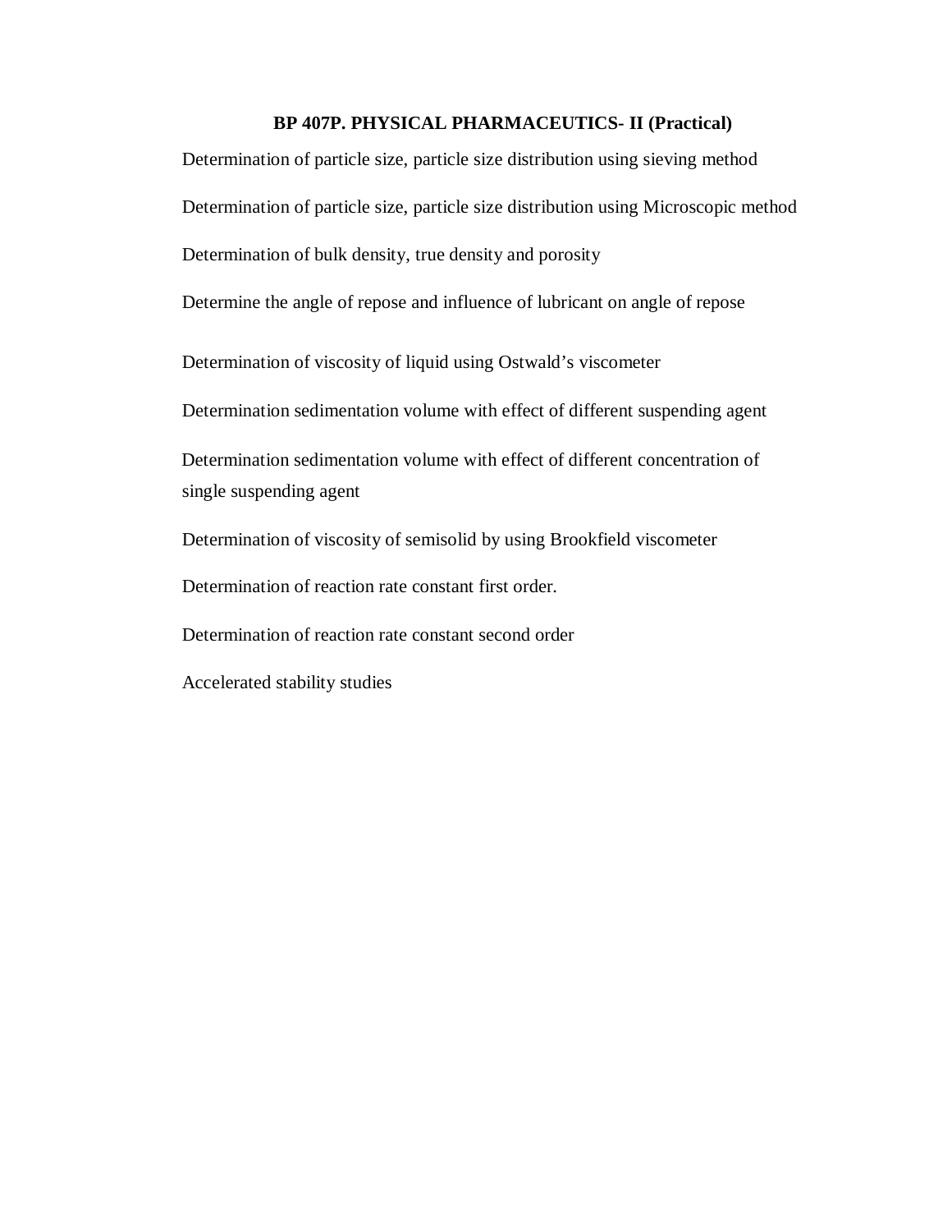## BP 407P. PHYSICAL PHARMACEUTICS- II (Practical)

Determination of particle size, particle size distribution using sieving method

Determination of particle size, particle size distribution using Microscopic method

Determination of bulk density, true density and porosity

Determine the angle of repose and influence of lubricant on angle of repose

Determination of viscosity of liquid using Ostwald's viscometer

Determination sedimentation volume with effect of different suspending agent

Determination sedimentation volume with effect of different concentration of single suspending agent

Determination of viscosity of semisolid by using Brookfield viscometer

Determination of reaction rate constant first order.

Determination of reaction rate constant second order

Accelerated stability studies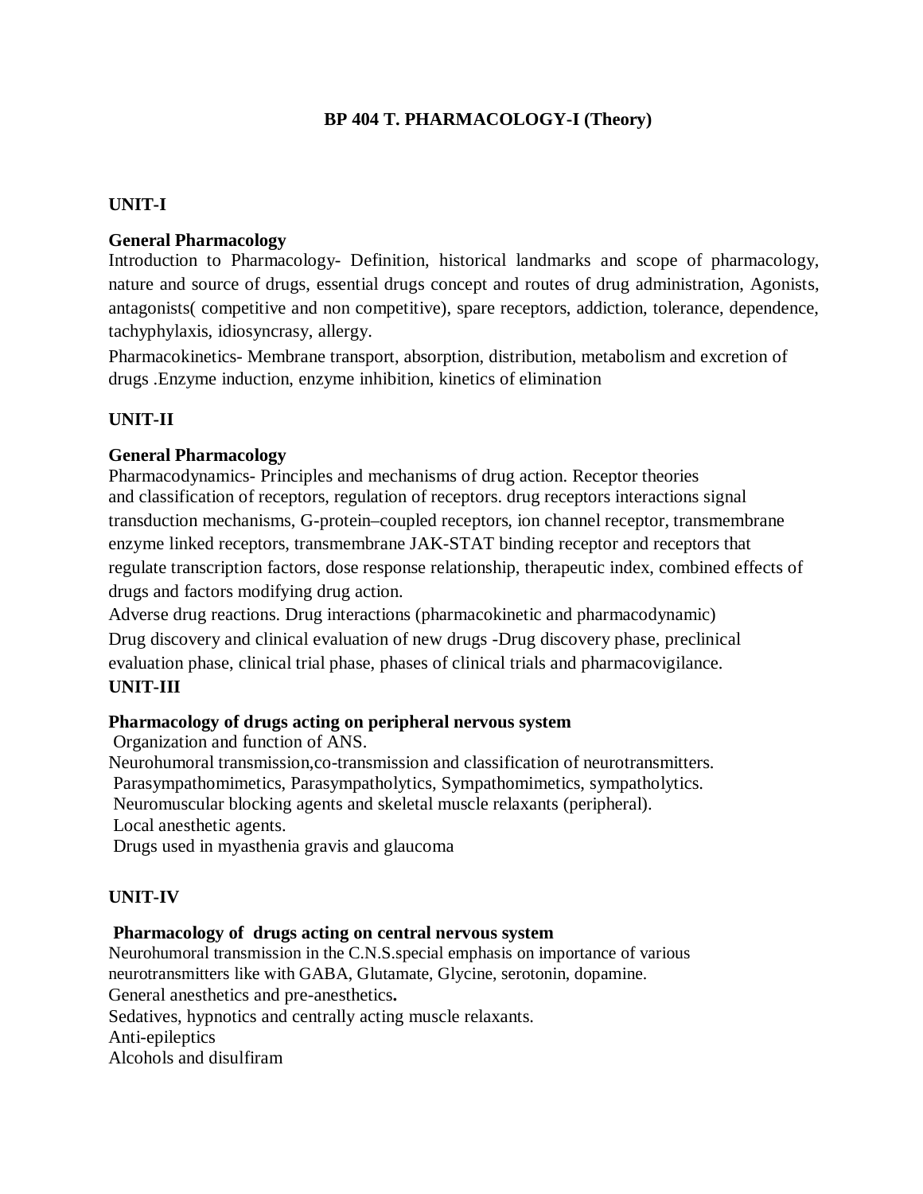# BP 404 T. PHARMACOLOGY-I (Theory)

## UNIT-I

### General Pharmacology

Introduction to Pharmacology- Definition, historical landmarks and scope of pharmacology, nature and source of drugs, essential drugs concept and routes of drug administration, Agonists, antagonists( competitive and non competitive), spare receptors, addiction, tolerance, dependence, tachyphylaxis, idiosyncrasy, allergy.

Pharmacokinetics- Membrane transport, absorption, distribution, metabolism and excretion of drugs .Enzyme induction, enzyme inhibition, kinetics of elimination

## UNIT-II

### General Pharmacology

Pharmacodynamics- Principles and mechanisms of drug action. Receptor theories and classification of receptors, regulation of receptors. drug receptors interactions signal transduction mechanisms, G-protein–coupled receptors, ion channel receptor, transmembrane enzyme linked receptors, transmembrane JAK-STAT binding receptor and receptors that regulate transcription factors, dose response relationship, therapeutic index, combined effects of drugs and factors modifying drug action.

Adverse drug reactions. Drug interactions (pharmacokinetic and pharmacodynamic)

Drug discovery and clinical evaluation of new drugs -Drug discovery phase, preclinical evaluation phase, clinical trial phase, phases of clinical trials and pharmacovigilance.

## UNIT-III

### Pharmacology of drugs acting on peripheral nervous system

Organization and function of ANS.

Neurohumoral transmission,co-transmission and classification of neurotransmitters.

Parasympathomimetics, Parasympatholytics, Sympathomimetics, sympatholytics.

Neuromuscular blocking agents and skeletal muscle relaxants (peripheral).

Local anesthetic agents.

Drugs used in myasthenia gravis and glaucoma

## UNIT-IV

### Pharmacology of drugs acting on central nervous system

Neurohumoral transmission in the C.N.S.special emphasis on importance of various neurotransmitters like with GABA, Glutamate, Glycine, serotonin, dopamine.

General anesthetics and pre-anesthetics**.**

Sedatives, hypnotics and centrally acting muscle relaxants.

Anti-epileptics

Alcohols and disulfiram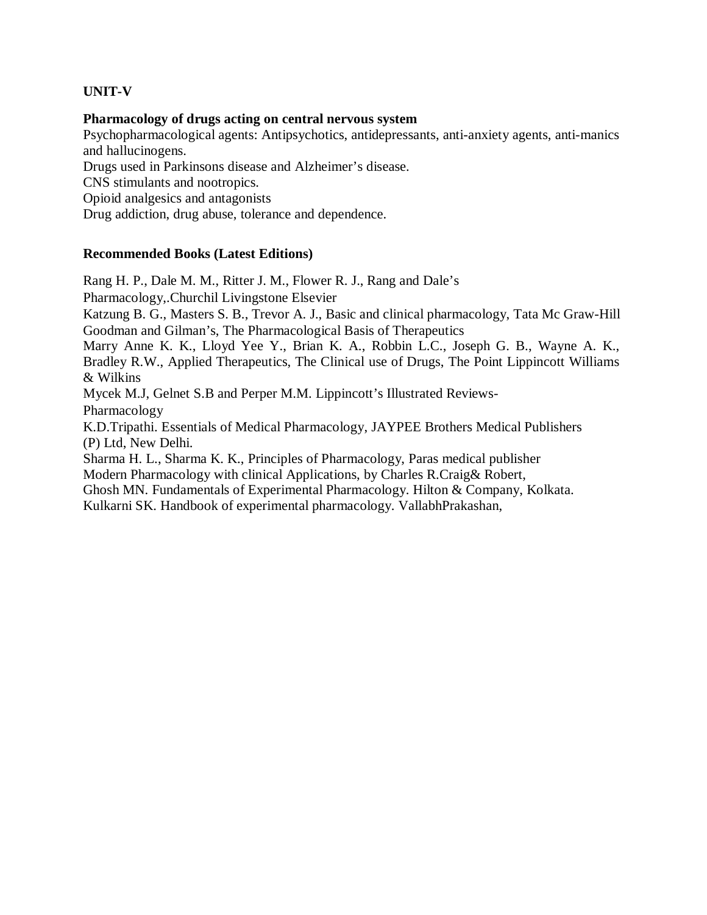**UNIT-V**

**Pharmacology of drugs acting on central nervous system**

Psychopharmacological agents: Antipsychotics, antidepressants, anti-anxiety agents, anti-manics and hallucinogens.
Drugs used in Parkinsons disease and Alzheimer's disease.
CNS stimulants and nootropics.
Opioid analgesics and antagonists
Drug addiction, drug abuse, tolerance and dependence.

**Recommended Books (Latest Editions)**

Rang H. P., Dale M. M., Ritter J. M., Flower R. J., Rang and Dale's Pharmacology,.Churchil Livingstone Elsevier
Katzung B. G., Masters S. B., Trevor A. J., Basic and clinical pharmacology, Tata Mc Graw-Hill
Goodman and Gilman's, The Pharmacological Basis of Therapeutics
Marry Anne K. K., Lloyd Yee Y., Brian K. A., Robbin L.C., Joseph G. B., Wayne A. K., Bradley R.W., Applied Therapeutics, The Clinical use of Drugs, The Point Lippincott Williams & Wilkins
Mycek M.J, Gelnet S.B and Perper M.M. Lippincott's Illustrated Reviews- Pharmacology
K.D.Tripathi. Essentials of Medical Pharmacology, JAYPEE Brothers Medical Publishers (P) Ltd, New Delhi.
Sharma H. L., Sharma K. K., Principles of Pharmacology, Paras medical publisher
Modern Pharmacology with clinical Applications, by Charles R.Craig& Robert,
Ghosh MN. Fundamentals of Experimental Pharmacology. Hilton & Company, Kolkata.
Kulkarni SK. Handbook of experimental pharmacology. VallabhPrakashan,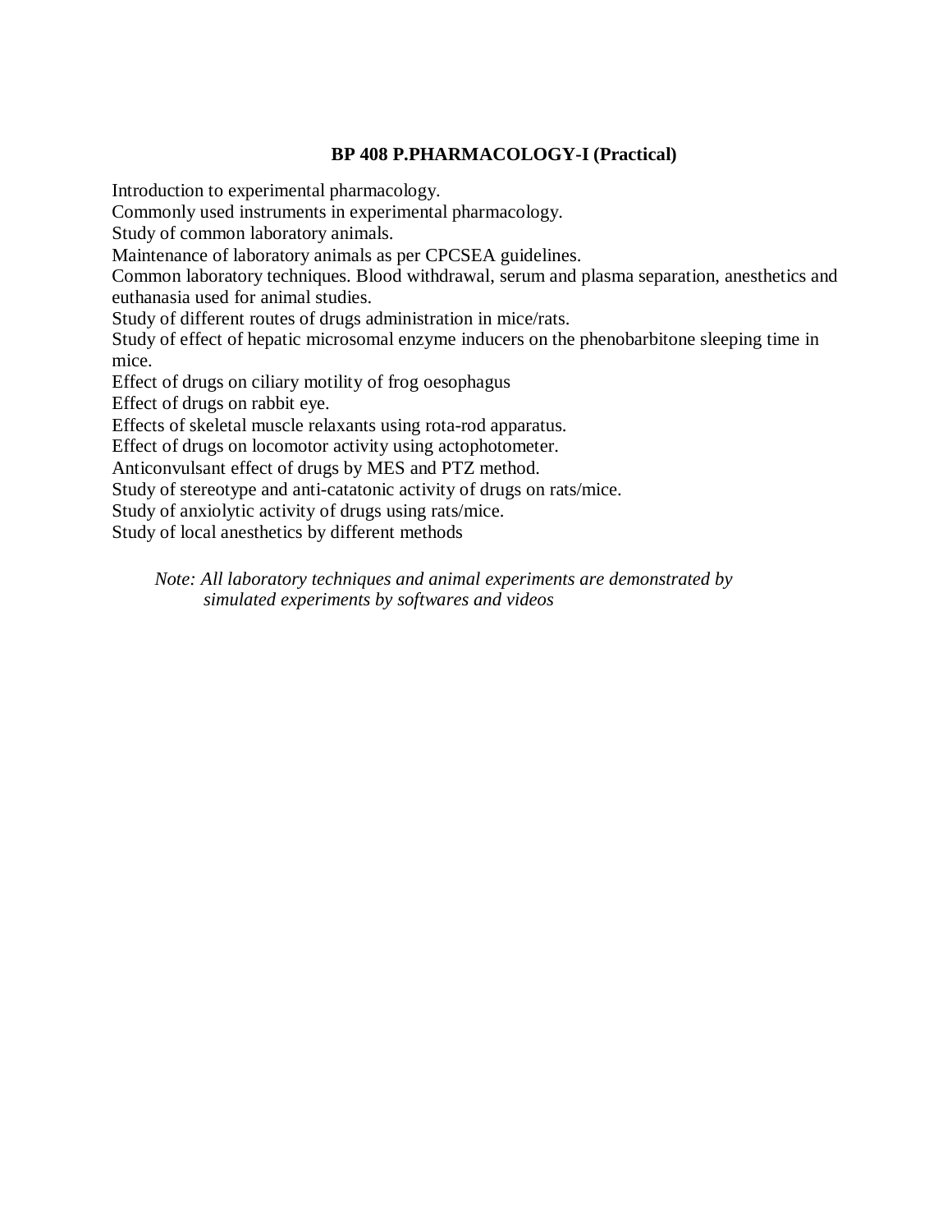## BP 408 P.PHARMACOLOGY-I (Practical)

Introduction to experimental pharmacology.
Commonly used instruments in experimental pharmacology.
Study of common laboratory animals.
Maintenance of laboratory animals as per CPCSEA guidelines.
Common laboratory techniques. Blood withdrawal, serum and plasma separation, anesthetics and euthanasia used for animal studies.
Study of different routes of drugs administration in mice/rats.
Study of effect of hepatic microsomal enzyme inducers on the phenobarbitone sleeping time in mice.
Effect of drugs on ciliary motility of frog oesophagus
Effect of drugs on rabbit eye.
Effects of skeletal muscle relaxants using rota-rod apparatus.
Effect of drugs on locomotor activity using actophotometer.
Anticonvulsant effect of drugs by MES and PTZ method.
Study of stereotype and anti-catatonic activity of drugs on rats/mice.
Study of anxiolytic activity of drugs using rats/mice.
Study of local anesthetics by different methods

*Note: All laboratory techniques and animal experiments are demonstrated by simulated experiments by softwares and videos*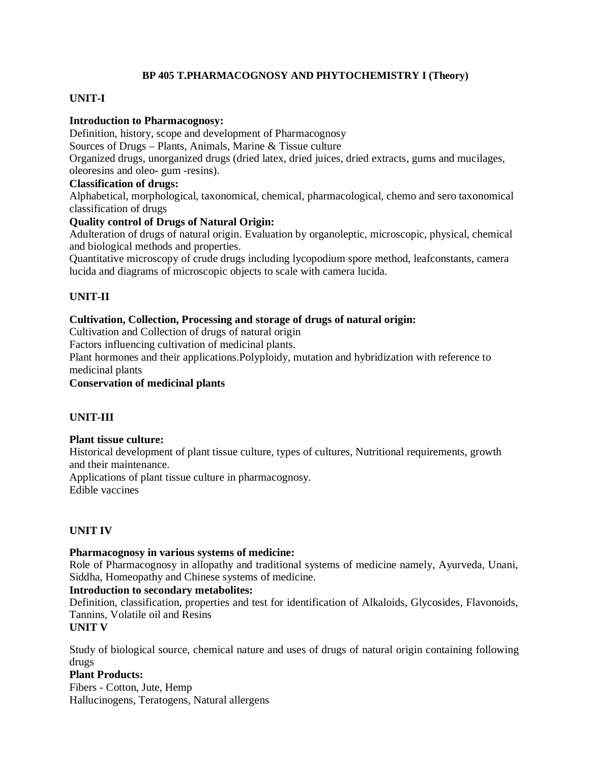## BP 405 T.PHARMACOGNOSY AND PHYTOCHEMISTRY I (Theory)

### UNIT-I

**Introduction to Pharmacognosy:**

Definition, history, scope and development of Pharmacognosy

Sources of Drugs – Plants, Animals, Marine & Tissue culture

Organized drugs, unorganized drugs (dried latex, dried juices, dried extracts, gums and mucilages, oleoresins and oleo- gum -resins).

**Classification of drugs:**

Alphabetical, morphological, taxonomical, chemical, pharmacological, chemo and sero taxonomical classification of drugs

**Quality control of Drugs of Natural Origin:**

Adulteration of drugs of natural origin. Evaluation by organoleptic, microscopic, physical, chemical and biological methods and properties.

Quantitative microscopy of crude drugs including lycopodium spore method, leafconstants, camera lucida and diagrams of microscopic objects to scale with camera lucida.

### UNIT-II

**Cultivation, Collection, Processing and storage of drugs of natural origin:**

Cultivation and Collection of drugs of natural origin

Factors influencing cultivation of medicinal plants.

Plant hormones and their applications.Polyploidy, mutation and hybridization with reference to medicinal plants

**Conservation of medicinal plants**

### UNIT-III

**Plant tissue culture:**

Historical development of plant tissue culture, types of cultures, Nutritional requirements, growth and their maintenance.

Applications of plant tissue culture in pharmacognosy.

Edible vaccines

### UNIT IV

**Pharmacognosy in various systems of medicine:**

Role of Pharmacognosy in allopathy and traditional systems of medicine namely, Ayurveda, Unani, Siddha, Homeopathy and Chinese systems of medicine.

**Introduction to secondary metabolites:**

Definition, classification, properties and test for identification of Alkaloids, Glycosides, Flavonoids, Tannins, Volatile oil and Resins

### UNIT V

Study of biological source, chemical nature and uses of drugs of natural origin containing following drugs

**Plant Products:**

Fibers - Cotton, Jute, Hemp

Hallucinogens, Teratogens, Natural allergens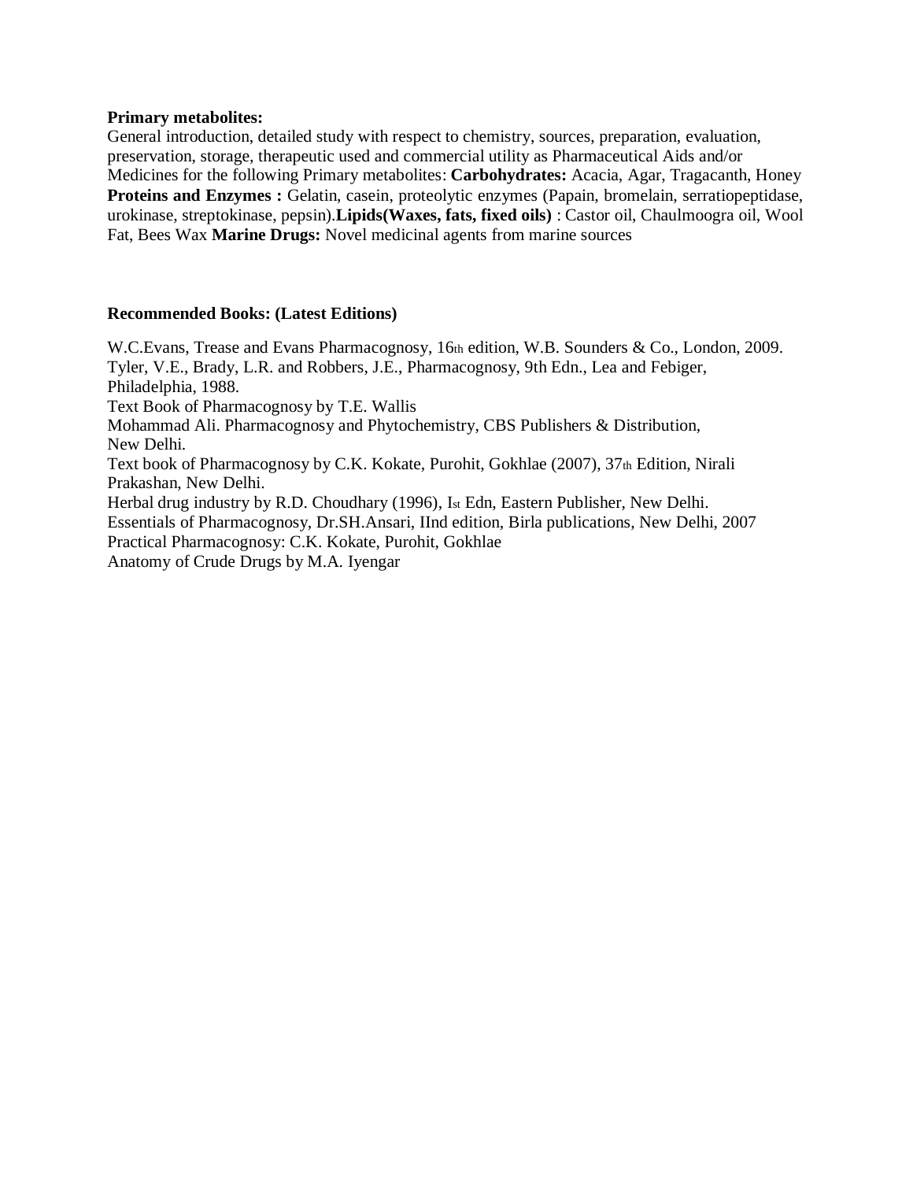**Primary metabolites:**

General introduction, detailed study with respect to chemistry, sources, preparation, evaluation, preservation, storage, therapeutic used and commercial utility as Pharmaceutical Aids and/or Medicines for the following Primary metabolites: **Carbohydrates:** Acacia, Agar, Tragacanth, Honey **Proteins and Enzymes :** Gelatin, casein, proteolytic enzymes (Papain, bromelain, serratiopeptidase, urokinase, streptokinase, pepsin).**Lipids(Waxes, fats, fixed oils)** : Castor oil, Chaulmoogra oil, Wool Fat, Bees Wax **Marine Drugs:** Novel medicinal agents from marine sources

**Recommended Books: (Latest Editions)**

W.C.Evans, Trease and Evans Pharmacognosy, 16th edition, W.B. Sounders & Co., London, 2009.
Tyler, V.E., Brady, L.R. and Robbers, J.E., Pharmacognosy, 9th Edn., Lea and Febiger, Philadelphia, 1988.
Text Book of Pharmacognosy by T.E. Wallis
Mohammad Ali. Pharmacognosy and Phytochemistry, CBS Publishers & Distribution, New Delhi.
Text book of Pharmacognosy by C.K. Kokate, Purohit, Gokhlae (2007), 37th Edition, Nirali Prakashan, New Delhi.
Herbal drug industry by R.D. Choudhary (1996), Ist Edn, Eastern Publisher, New Delhi.
Essentials of Pharmacognosy, Dr.SH.Ansari, IInd edition, Birla publications, New Delhi, 2007
Practical Pharmacognosy: C.K. Kokate, Purohit, Gokhlae
Anatomy of Crude Drugs by M.A. Iyengar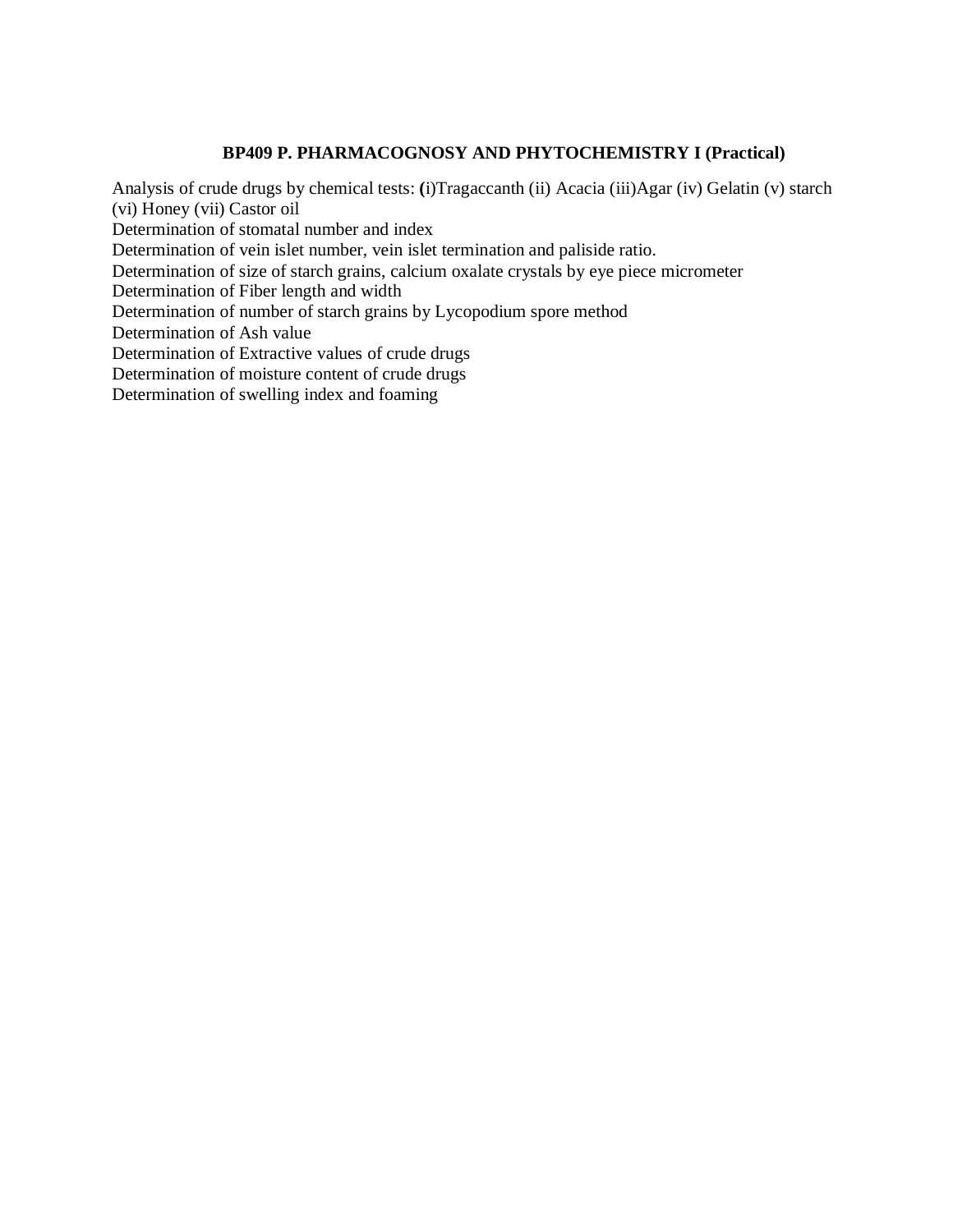## BP409 P. PHARMACOGNOSY AND PHYTOCHEMISTRY I (Practical)

Analysis of crude drugs by chemical tests: (i)Tragaccanth (ii) Acacia (iii)Agar (iv) Gelatin (v) starch (vi) Honey (vii) Castor oil

Determination of stomatal number and index

Determination of vein islet number, vein islet termination and paliside ratio.

Determination of size of starch grains, calcium oxalate crystals by eye piece micrometer

Determination of Fiber length and width

Determination of number of starch grains by Lycopodium spore method

Determination of Ash value

Determination of Extractive values of crude drugs

Determination of moisture content of crude drugs

Determination of swelling index and foaming